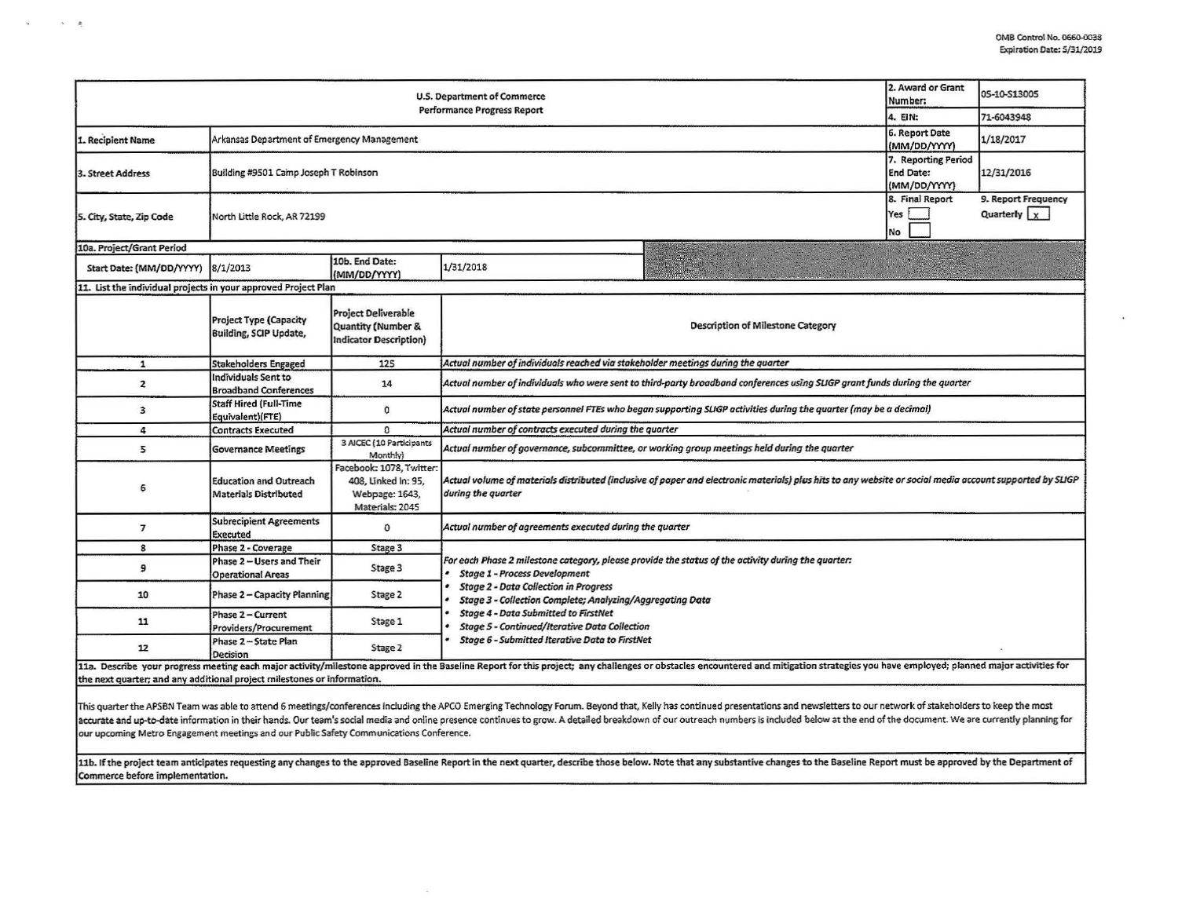OMB Control No. 0660-0038
Expiration Date: 5/31/2019

| U.S. Department of Commerce Performance Progress Report | | 2. Award or Grant Number: | 05-10-S13005 |
|---|---|---|---|
| | | 4. EIN: | 71-6043948 |
| 1. Recipient Name | Arkansas Department of Emergency Management | 6. Report Date (MM/DD/YYYY) | 1/18/2017 |
| 3. Street Address | Building #9501 Camp Joseph T Robinson | 7. Reporting Period End Date: (MM/DD/YYYY) | 12/31/2016 |
| 5. City, State, Zip Code | North Little Rock, AR 72199 | 8. Final Report Yes [ ] No [ ] | 9. Report Frequency Quarterly [x] |

**10a. Project/Grant Period**

| Start Date: (MM/DD/YYYY) | 8/1/2013 | 10b. End Date: (MM/DD/YYYY) | 1/31/2018 |
|---|---|---|---|

**11. List the individual projects in your approved Project Plan**

| | Project Type (Capacity Building, SCIP Update, | Project Deliverable Quantity (Number & Indicator Description) | Description of Milestone Category |
|---|---|---|---|
| 1 | Stakeholders Engaged | 125 | *Actual number of individuals reached via stakeholder meetings during the quarter* |
| 2 | Individuals Sent to Broadband Conferences | 14 | *Actual number of individuals who were sent to third-party broadband conferences using SLIGP grant funds during the quarter* |
| 3 | Staff Hired (Full-Time Equivalent)(FTE) | 0 | *Actual number of state personnel FTEs who began supporting SLIGP activities during the quarter (may be a decimal)* |
| 4 | Contracts Executed | 0 | *Actual number of contracts executed during the quarter* |
| 5 | Governance Meetings | 3 AICEC (10 Participants Monthly) | *Actual number of governance, subcommittee, or working group meetings held during the quarter* |
| 6 | Education and Outreach Materials Distributed | Facebook: 1078, Twitter: 408, Linked In: 95, Webpage: 1643, Materials: 2045 | *Actual volume of materials distributed (inclusive of paper and electronic materials) plus hits to any website or social media account supported by SLIGP during the quarter* |
| 7 | Subrecipient Agreements Executed | 0 | *Actual number of agreements executed during the quarter* |
| 8 | Phase 2 - Coverage | Stage 3 | *For each Phase 2 milestone category, please provide the status of the activity during the quarter:*<br>• *Stage 1 - Process Development*<br>• *Stage 2 - Data Collection in Progress*<br>• *Stage 3 - Collection Complete; Analyzing/Aggregating Data*<br>• *Stage 4 - Data Submitted to FirstNet*<br>• *Stage 5 - Continued/Iterative Data Collection*<br>• *Stage 6 - Submitted Iterative Data to FirstNet* |
| 9 | Phase 2 – Users and Their Operational Areas | Stage 3 | |
| 10 | Phase 2 – Capacity Planning | Stage 2 | |
| 11 | Phase 2 – Current Providers/Procurement | Stage 1 | |
| 12 | Phase 2 – State Plan Decision | Stage 2 | |

**11a. Describe your progress meeting each major activity/milestone approved in the Baseline Report for this project; any challenges or obstacles encountered and mitigation strategies you have employed; planned major activities for the next quarter; and any additional project milestones or information.**

This quarter the APSBN Team was able to attend 6 meetings/conferences including the APCO Emerging Technology Forum. Beyond that, Kelly has continued presentations and newsletters to our network of stakeholders to keep the most accurate and up-to-date information in their hands. Our team's social media and online presence continues to grow. A detailed breakdown of our outreach numbers is included below at the end of the document. We are currently planning for our upcoming Metro Engagement meetings and our Public Safety Communications Conference.

**11b. If the project team anticipates requesting any changes to the approved Baseline Report in the next quarter, describe those below. Note that any substantive changes to the Baseline Report must be approved by the Department of Commerce before implementation.**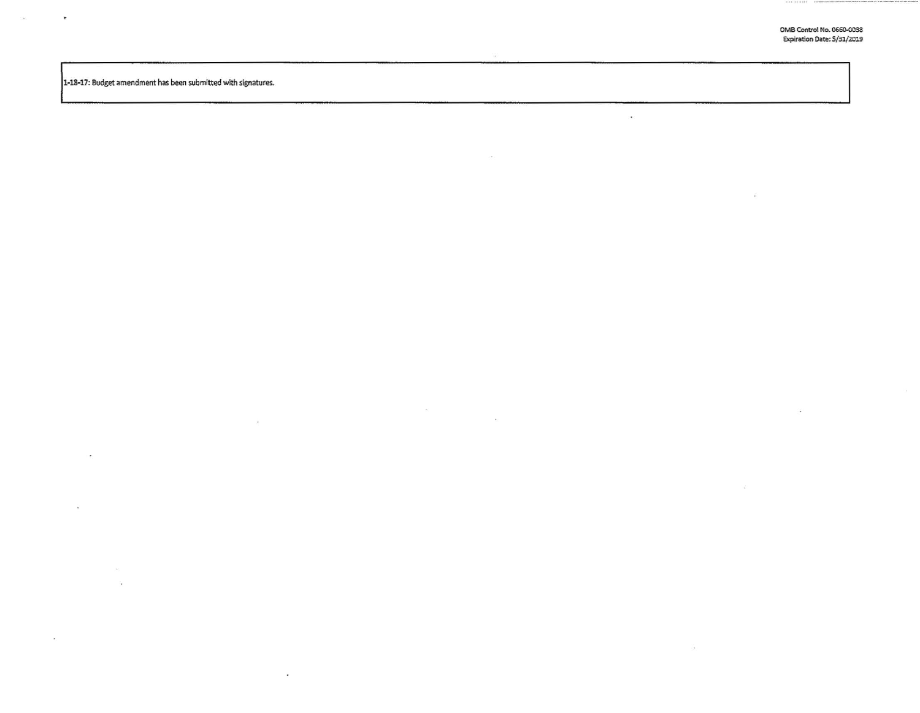OMB Control No. 0660-0038
Expiration Date: 5/31/2019

1-18-17: Budget amendment has been submitted with signatures.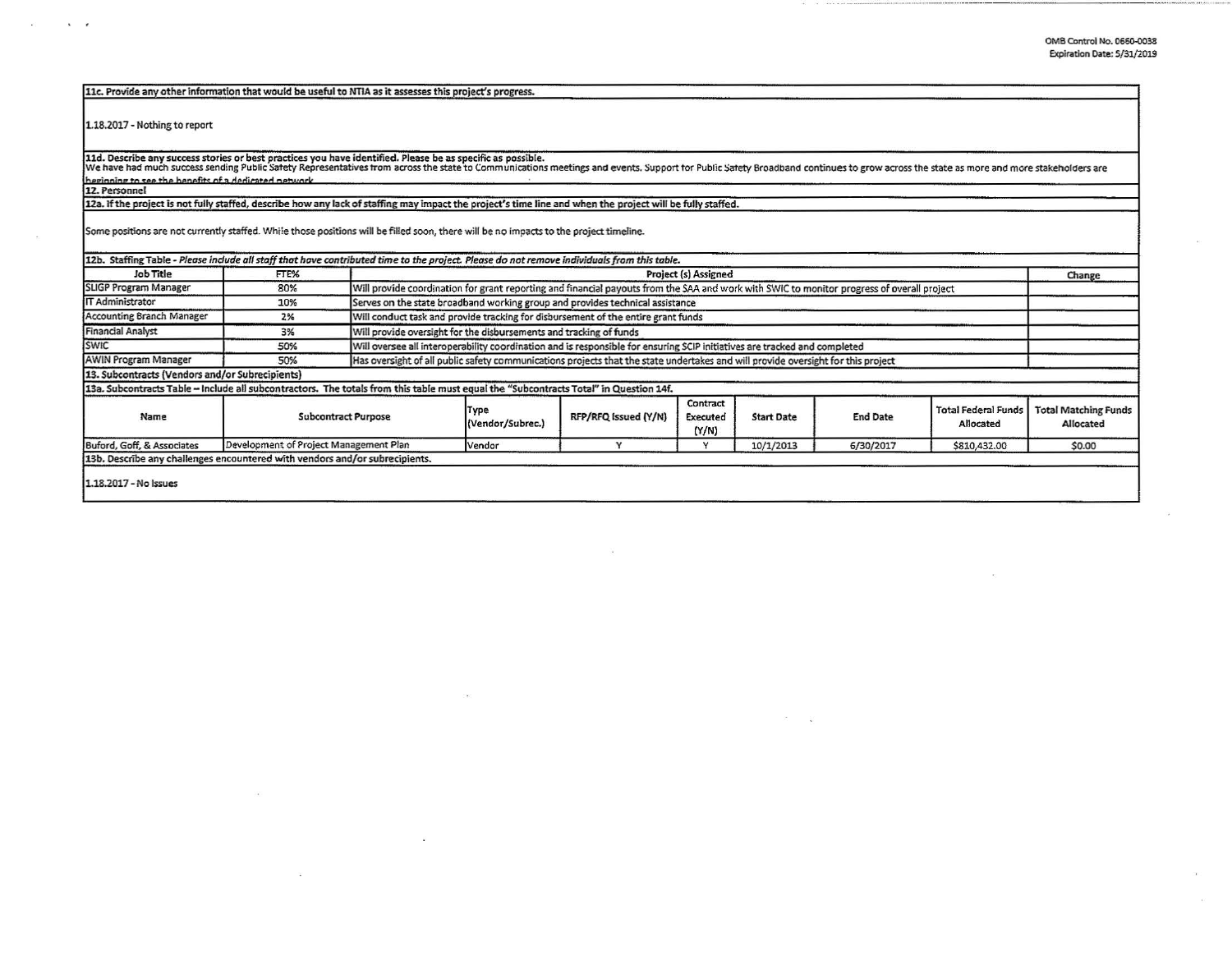**11c. Provide any other information that would be useful to NTIA as it assesses this project's progress.**

1.18.2017 - Nothing to report

**11d. Describe any success stories or best practices you have identified. Please be as specific as possible.**

We have had much success sending Public Safety Representatives from across the state to Communications meetings and events. Support for Public Safety Broadband continues to grow across the state as more and more stakeholders are beginning to see the benefits of a dedicated network.

**12. Personnel**

**12a. If the project is not fully staffed, describe how any lack of staffing may impact the project's time line and when the project will be fully staffed.**

Some positions are not currently staffed. While those positions will be filled soon, there will be no impacts to the project timeline.

**12b. Staffing Table** - *Please include all staff that have contributed time to the project. Please do not remove individuals from this table.*

| Job Title | FTE% | Project (s) Assigned | Change |
|---|---|---|---|
| SLIGP Program Manager | 80% | Will provide coordination for grant reporting and financial payouts from the SAA and work with SWIC to monitor progress of overall project | |
| IT Administrator | 10% | Serves on the state broadband working group and provides technical assistance | |
| Accounting Branch Manager | 2% | Will conduct task and provide tracking for disbursement of the entire grant funds | |
| Financial Analyst | 3% | Will provide oversight for the disbursements and tracking of funds | |
| SWIC | 50% | Will oversee all interoperability coordination and is responsible for ensuring SCIP initiatives are tracked and completed | |
| AWIN Program Manager | 50% | Has oversight of all public safety communications projects that the state undertakes and will provide oversight for this project | |

**13. Subcontracts (Vendors and/or Subrecipients)**

**13a. Subcontracts Table – Include all subcontractors. The totals from this table must equal the "Subcontracts Total" in Question 14f.**

| Name | Subcontract Purpose | Type (Vendor/Subrec.) | RFP/RFQ Issued (Y/N) | Contract Executed (Y/N) | Start Date | End Date | Total Federal Funds Allocated | Total Matching Funds Allocated |
|---|---|---|---|---|---|---|---|---|
| Buford, Goff, & Associates | Development of Project Management Plan | Vendor | Y | Y | 10/1/2013 | 6/30/2017 | $810,432.00 | $0.00 |

**13b. Describe any challenges encountered with vendors and/or subrecipients.**

1.18.2017 - No Issues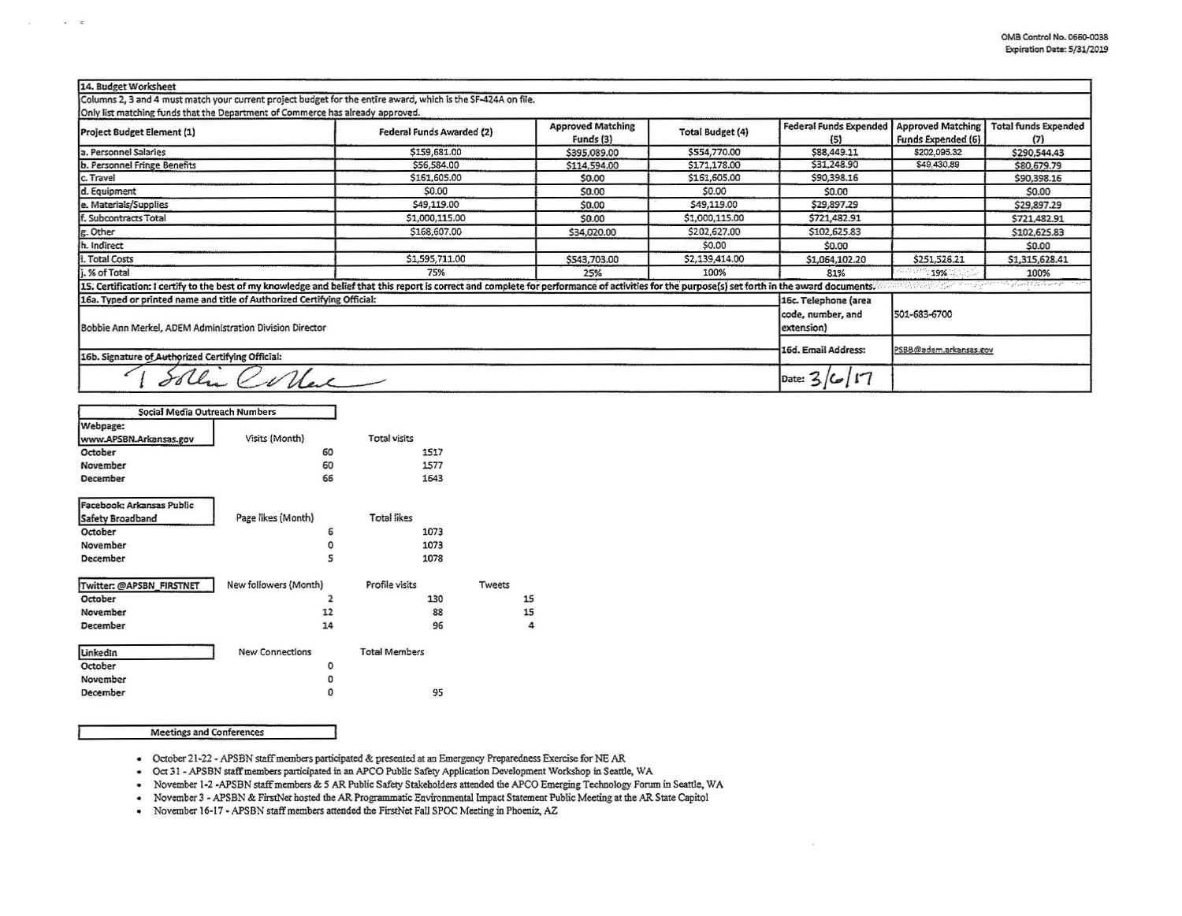OMB Control No. 0660-0038
Expiration Date: 5/31/2019

| 14. Budget Worksheet | | | | | | |
|---|---|---|---|---|---|---|
| Columns 2, 3 and 4 must match your current project budget for the entire award, which is the SF-424A on file. Only list matching funds that the Department of Commerce has already approved. | | | | | | |
| Project Budget Element (1) | Federal Funds Awarded (2) | Approved Matching Funds (3) | Total Budget (4) | Federal Funds Expended (5) | Approved Matching Funds Expended (6) | Total funds Expended (7) |
| a. Personnel Salaries | $159,681.00 | $395,089.00 | $554,770.00 | $88,449.11 | $202,095.32 | $290,544.43 |
| b. Personnel Fringe Benefits | $56,584.00 | $114,594.00 | $171,178.00 | $31,248.90 | $49,430.89 | $80,679.79 |
| c. Travel | $161,605.00 | $0.00 | $161,605.00 | $90,398.16 | | $90,398.16 |
| d. Equipment | $0.00 | $0.00 | $0.00 | $0.00 | | $0.00 |
| e. Materials/Supplies | $49,119.00 | $0.00 | $49,119.00 | $29,897.29 | | $29,897.29 |
| f. Subcontracts Total | $1,000,115.00 | $0.00 | $1,000,115.00 | $721,482.91 | | $721,482.91 |
| g. Other | $168,607.00 | $34,020.00 | $202,627.00 | $102,625.83 | | $102,625.83 |
| h. Indirect | | | $0.00 | $0.00 | | $0.00 |
| i. Total Costs | $1,595,711.00 | $543,703.00 | $2,139,414.00 | $1,064,102.20 | $251,526.21 | $1,315,628.41 |
| j. % of Total | 75% | 25% | 100% | 81% | 19% | 100% |

15. Certification: I certify to the best of my knowledge and belief that this report is correct and complete for performance of activities for the purpose(s) set forth in the award documents.

| | | |
|---|---|---|
| 16a. Typed or printed name and title of Authorized Certifying Official: Bobbie Ann Merkel, ADEM Administration Division Director | 16c. Telephone (area code, number, and extension) | 501-683-6700 |
| 16b. Signature of Authorized Certifying Official: | 16d. Email Address: | PSBB@adem.arkansas.gov |
| (signature) | Date: 3/6/17 | |

**Social Media Outreach Numbers**

| Webpage: www.APSBN.Arkansas.gov | Visits (Month) | Total visits |
|---|---|---|
| October | 60 | 1517 |
| November | 60 | 1577 |
| December | 66 | 1643 |

| Facebook: Arkansas Public Safety Broadband | Page likes (Month) | Total likes |
|---|---|---|
| October | 6 | 1073 |
| November | 0 | 1073 |
| December | 5 | 1078 |

| Twitter: @APSBN_FIRSTNET | New followers (Month) | Profile visits | Tweets |
|---|---|---|---|
| October | 2 | 130 | 15 |
| November | 12 | 88 | 15 |
| December | 14 | 96 | 4 |

| LinkedIn | New Connections | Total Members |
|---|---|---|
| October | 0 | |
| November | 0 | |
| December | 0 | 95 |

**Meetings and Conferences**

- October 21-22 - APSBN staff members participated & presented at an Emergency Preparedness Exercise for NE AR
- Oct 31 - APSBN staff members participated in an APCO Public Safety Application Development Workshop in Seattle, WA
- November 1-2 -APSBN staff members & 5 AR Public Safety Stakeholders attended the APCO Emerging Technology Forum in Seattle, WA
- November 3 - APSBN & FirstNet hosted the AR Programmatic Environmental Impact Statement Public Meeting at the AR State Capitol
- November 16-17 - APSBN staff members attended the FirstNet Fall SPOC Meeting in Phoeniz, AZ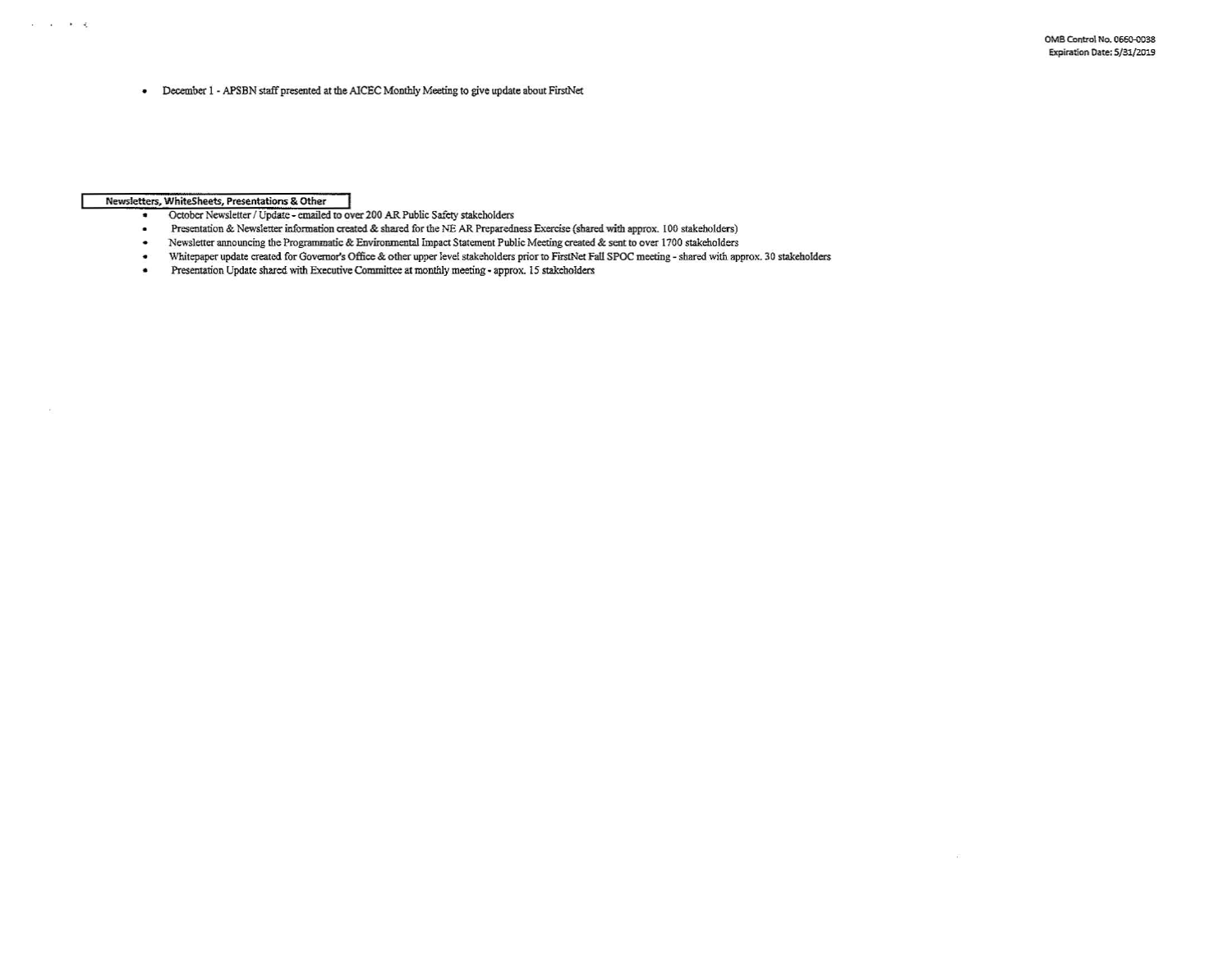- December 1 - APSBN staff presented at the AICEC Monthly Meeting to give update about FirstNet

**Newsletters, WhiteSheets, Presentations & Other**

- October Newsletter / Update - emailed to over 200 AR Public Safety stakeholders
- Presentation & Newsletter information created & shared for the NE AR Preparedness Exercise (shared with approx. 100 stakeholders)
- Newsletter announcing the Programmatic & Environmental Impact Statement Public Meeting created & sent to over 1700 stakeholders
- Whitepaper update created for Governor's Office & other upper level stakeholders prior to FirstNet Fall SPOC meeting - shared with approx. 30 stakeholders
- Presentation Update shared with Executive Committee at monthly meeting - approx. 15 stakeholders